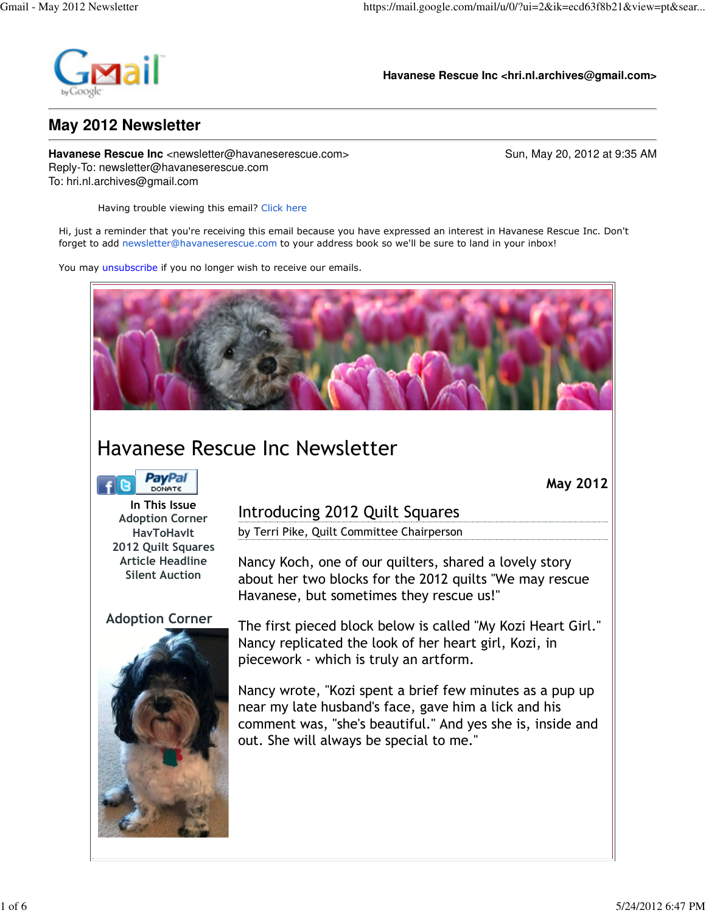Havanese Rescue Inc <hri.nl.archives@gmail.com>

# May 2012 Newsletter

**Havanese Rescue Inc** <newsletter@havaneserescue.com>
Reply-To: newsletter@havaneserescue.com
To: hri.nl.archives@gmail.com

Sun, May 20, 2012 at 9:35 AM

Having trouble viewing this email? Click here

Hi, just a reminder that you're receiving this email because you have expressed an interest in Havanese Rescue Inc. Don't forget to add newsletter@havaneserescue.com to your address book so we'll be sure to land in your inbox!

You may unsubscribe if you no longer wish to receive our emails.

## Havanese Rescue Inc Newsletter

**May 2012**

**In This Issue**

- Adoption Corner
- HavToHavIt
- 2012 Quilt Squares
- Article Headline
- Silent Auction

### Adoption Corner

### Introducing 2012 Quilt Squares

by Terri Pike, Quilt Committee Chairperson

Nancy Koch, one of our quilters, shared a lovely story about her two blocks for the 2012 quilts "We may rescue Havanese, but sometimes they rescue us!"

The first pieced block below is called "My Kozi Heart Girl." Nancy replicated the look of her heart girl, Kozi, in piecework - which is truly an artform.

Nancy wrote, "Kozi spent a brief few minutes as a pup up near my late husband's face, gave him a lick and his comment was, "she's beautiful." And yes she is, inside and out. She will always be special to me."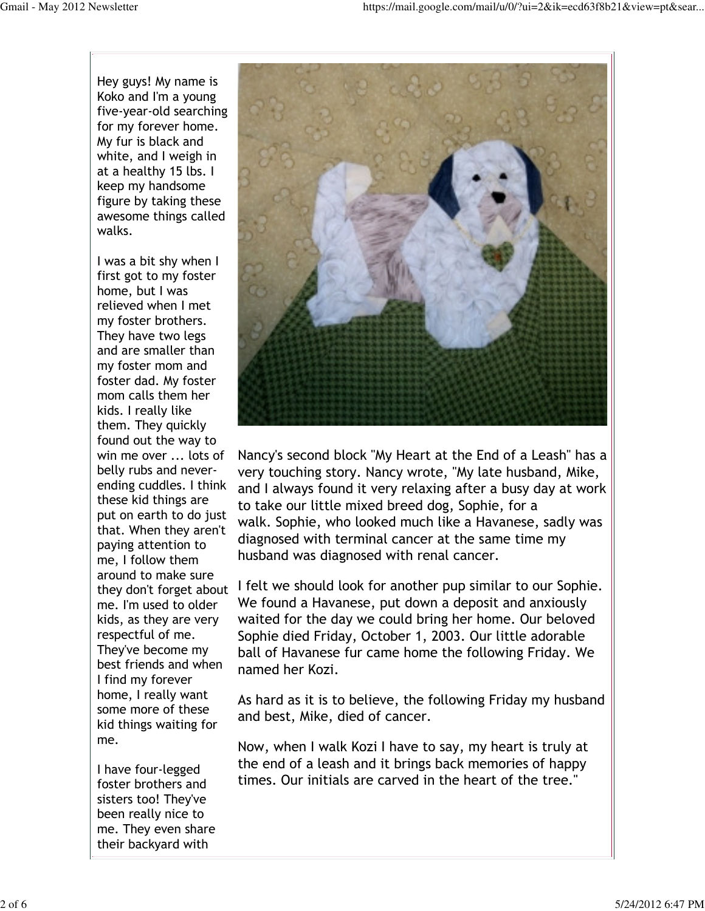Hey guys! My name is Koko and I'm a young five-year-old searching for my forever home. My fur is black and white, and I weigh in at a healthy 15 lbs. I keep my handsome figure by taking these awesome things called walks.

I was a bit shy when I first got to my foster home, but I was relieved when I met my foster brothers. They have two legs and are smaller than my foster mom and foster dad. My foster mom calls them her kids. I really like them. They quickly found out the way to win me over ... lots of belly rubs and never-ending cuddles. I think these kid things are put on earth to do just that. When they aren't paying attention to me, I follow them around to make sure they don't forget about me. I'm used to older kids, as they are very respectful of me. They've become my best friends and when I find my forever home, I really want some more of these kid things waiting for me.

I have four-legged foster brothers and sisters too! They've been really nice to me. They even share their backyard with

Nancy's second block "My Heart at the End of a Leash" has a very touching story. Nancy wrote, "My late husband, Mike, and I always found it very relaxing after a busy day at work to take our little mixed breed dog, Sophie, for a walk. Sophie, who looked much like a Havanese, sadly was diagnosed with terminal cancer at the same time my husband was diagnosed with renal cancer.

I felt we should look for another pup similar to our Sophie. We found a Havanese, put down a deposit and anxiously waited for the day we could bring her home. Our beloved Sophie died Friday, October 1, 2003. Our little adorable ball of Havanese fur came home the following Friday. We named her Kozi.

As hard as it is to believe, the following Friday my husband and best, Mike, died of cancer.

Now, when I walk Kozi I have to say, my heart is truly at the end of a leash and it brings back memories of happy times. Our initials are carved in the heart of the tree."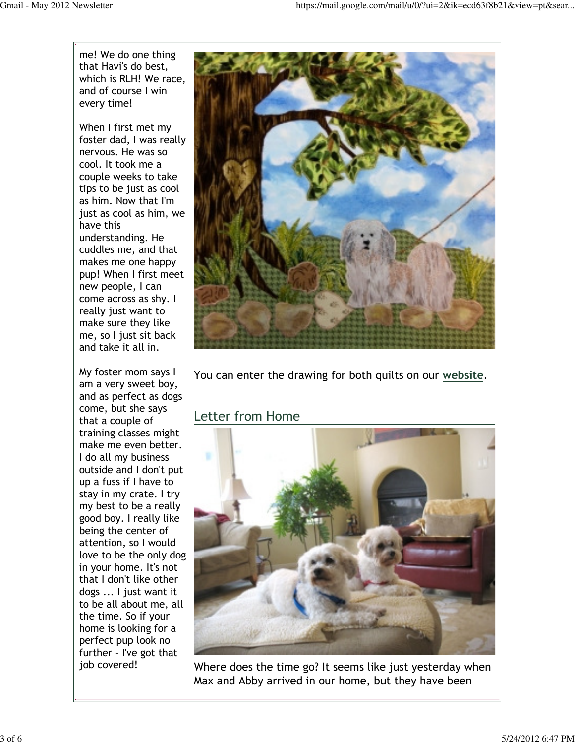me! We do one thing that Havi's do best, which is RLH! We race, and of course I win every time!

When I first met my foster dad, I was really nervous. He was so cool. It took me a couple weeks to take tips to be just as cool as him. Now that I'm just as cool as him, we have this understanding. He cuddles me, and that makes me one happy pup! When I first meet new people, I can come across as shy. I really just want to make sure they like me, so I just sit back and take it all in.

My foster mom says I am a very sweet boy, and as perfect as dogs come, but she says that a couple of training classes might make me even better. I do all my business outside and I don't put up a fuss if I have to stay in my crate. I try my best to be a really good boy. I really like being the center of attention, so I would love to be the only dog in your home. It's not that I don't like other dogs ... I just want it to be all about me, all the time. So if your home is looking for a perfect pup look no further - I've got that job covered!

You can enter the drawing for both quilts on our **website**.

## Letter from Home

Where does the time go? It seems like just yesterday when Max and Abby arrived in our home, but they have been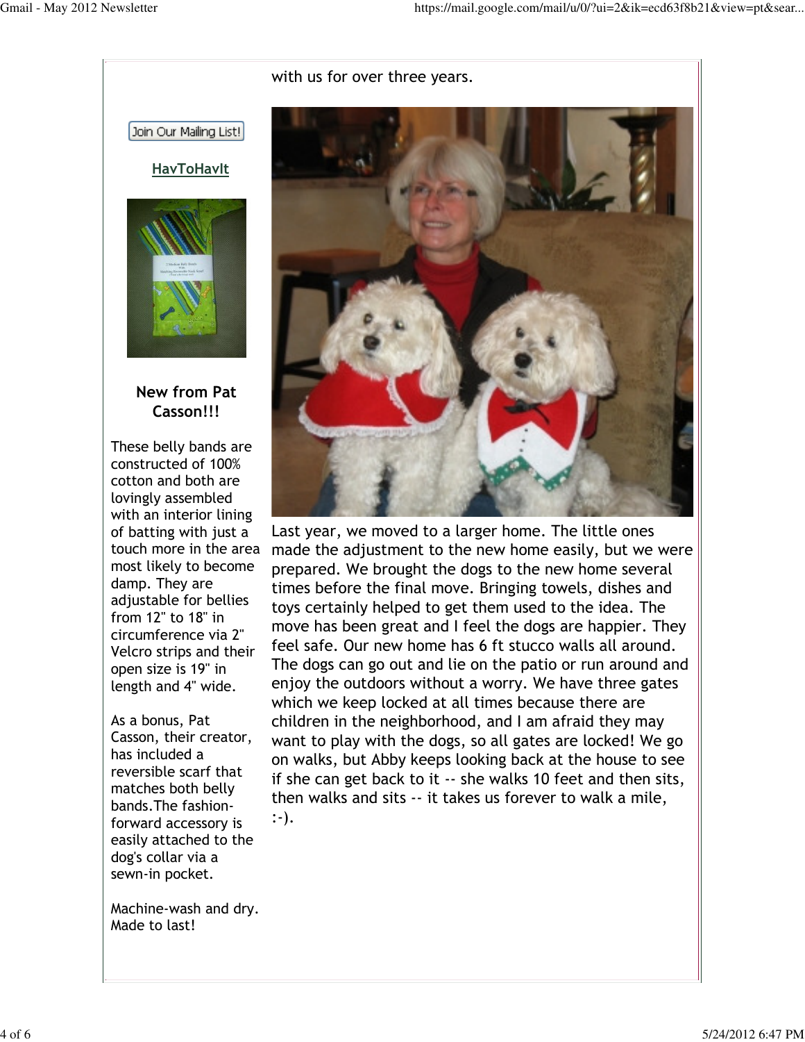with us for over three years.

Join Our Mailing List!

**HavToHavIt**

### New from Pat Casson!!!

These belly bands are constructed of 100% cotton and both are lovingly assembled with an interior lining of batting with just a touch more in the area most likely to become damp. They are adjustable for bellies from 12" to 18" in circumference via 2" Velcro strips and their open size is 19" in length and 4" wide.

As a bonus, Pat Casson, their creator, has included a reversible scarf that matches both belly bands.The fashion-forward accessory is easily attached to the dog's collar via a sewn-in pocket.

Machine-wash and dry. Made to last!

Last year, we moved to a larger home. The little ones made the adjustment to the new home easily, but we were prepared. We brought the dogs to the new home several times before the final move. Bringing towels, dishes and toys certainly helped to get them used to the idea. The move has been great and I feel the dogs are happier. They feel safe. Our new home has 6 ft stucco walls all around. The dogs can go out and lie on the patio or run around and enjoy the outdoors without a worry. We have three gates which we keep locked at all times because there are children in the neighborhood, and I am afraid they may want to play with the dogs, so all gates are locked! We go on walks, but Abby keeps looking back at the house to see if she can get back to it -- she walks 10 feet and then sits, then walks and sits -- it takes us forever to walk a mile, :-).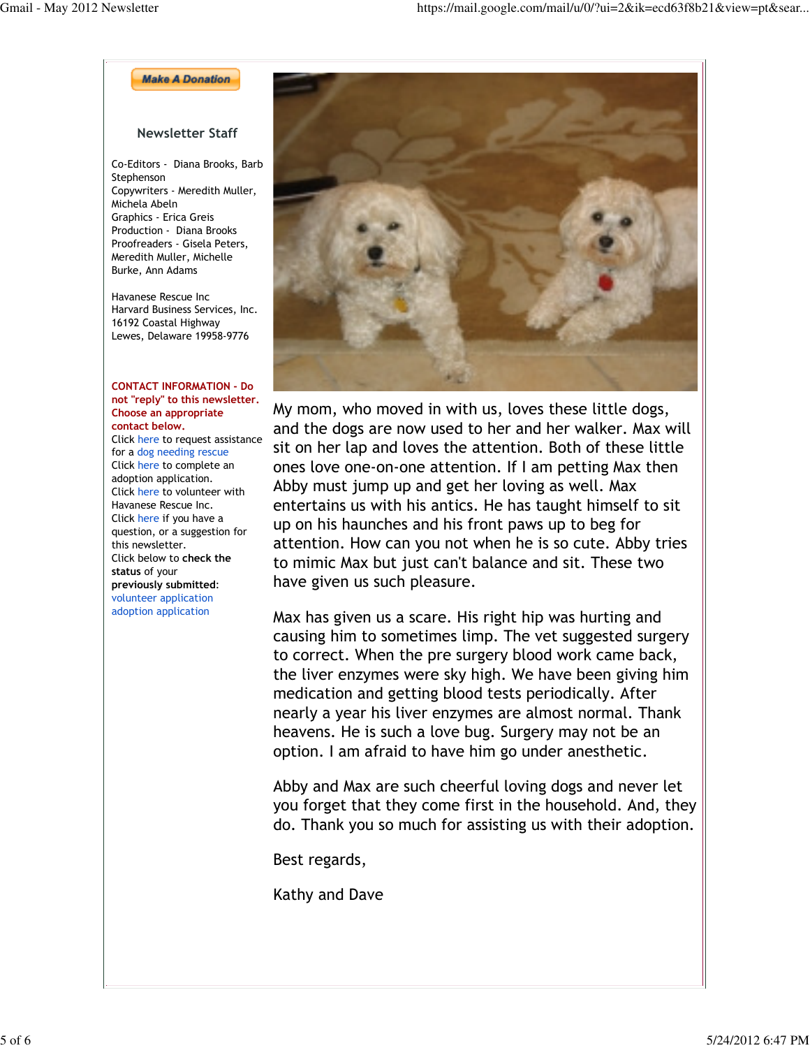Make A Donation

### Newsletter Staff

Co-Editors - Diana Brooks, Barb Stephenson
Copywriters - Meredith Muller, Michela Abeln
Graphics - Erica Greis
Production - Diana Brooks
Proofreaders - Gisela Peters, Meredith Muller, Michelle Burke, Ann Adams

Havanese Rescue Inc
Harvard Business Services, Inc.
16192 Coastal Highway
Lewes, Delaware 19958-9776

**CONTACT INFORMATION - Do not "reply" to this newsletter. Choose an appropriate contact below.**
Click here to request assistance for a dog needing rescue
Click here to complete an adoption application.
Click here to volunteer with Havanese Rescue Inc.
Click here if you have a question, or a suggestion for this newsletter.
Click below to **check the status** of your **previously submitted**:
volunteer application
adoption application

My mom, who moved in with us, loves these little dogs, and the dogs are now used to her and her walker. Max will sit on her lap and loves the attention. Both of these little ones love one-on-one attention. If I am petting Max then Abby must jump up and get her loving as well. Max entertains us with his antics. He has taught himself to sit up on his haunches and his front paws up to beg for attention. How can you not when he is so cute. Abby tries to mimic Max but just can't balance and sit. These two have given us such pleasure.

Max has given us a scare. His right hip was hurting and causing him to sometimes limp. The vet suggested surgery to correct. When the pre surgery blood work came back, the liver enzymes were sky high. We have been giving him medication and getting blood tests periodically. After nearly a year his liver enzymes are almost normal. Thank heavens. He is such a love bug. Surgery may not be an option. I am afraid to have him go under anesthetic.

Abby and Max are such cheerful loving dogs and never let you forget that they come first in the household. And, they do. Thank you so much for assisting us with their adoption.

Best regards,

Kathy and Dave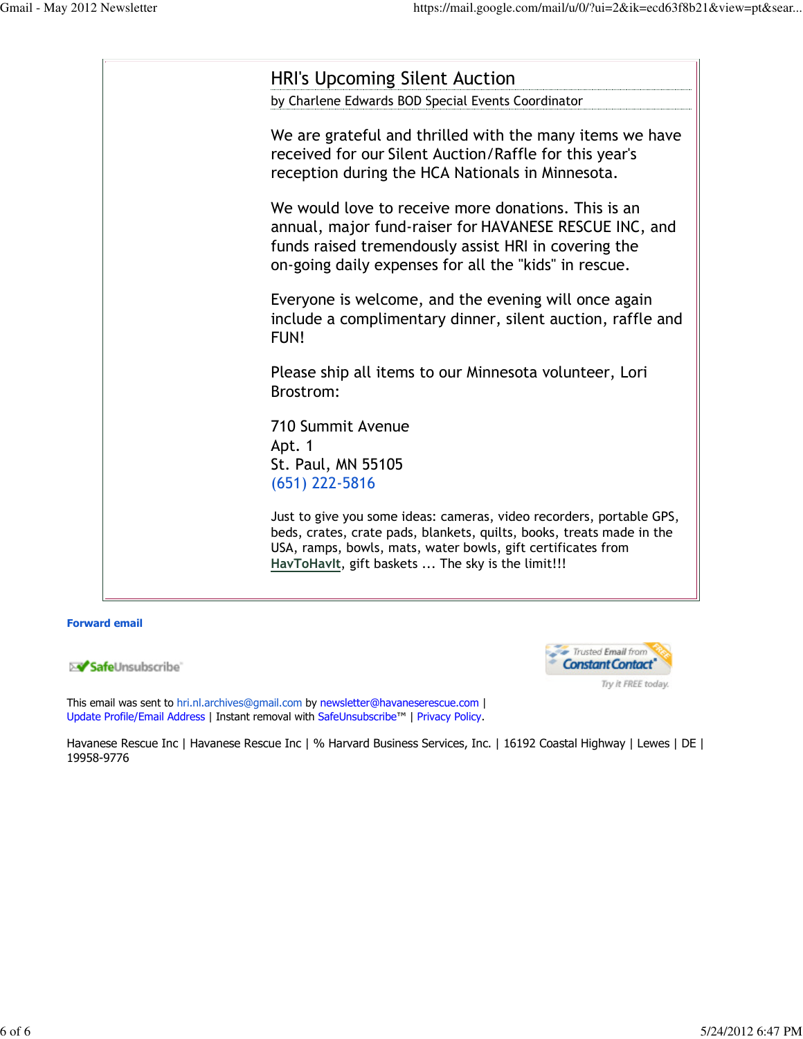## HRI's Upcoming Silent Auction

by Charlene Edwards BOD Special Events Coordinator

We are grateful and thrilled with the many items we have received for our Silent Auction/Raffle for this year's reception during the HCA Nationals in Minnesota.

We would love to receive more donations. This is an annual, major fund-raiser for HAVANESE RESCUE INC, and funds raised tremendously assist HRI in covering the on-going daily expenses for all the "kids" in rescue.

Everyone is welcome, and the evening will once again include a complimentary dinner, silent auction, raffle and FUN!

Please ship all items to our Minnesota volunteer, Lori Brostrom:

710 Summit Avenue
Apt. 1
St. Paul, MN 55105
(651) 222-5816

Just to give you some ideas: cameras, video recorders, portable GPS, beds, crates, crate pads, blankets, quilts, books, treats made in the USA, ramps, bowls, mats, water bowls, gift certificates from **HavToHavIt**, gift baskets ... The sky is the limit!!!

**Forward email**

SafeUnsubscribe

Trusted Email from Constant Contact
Try it FREE today.

This email was sent to hri.nl.archives@gmail.com by newsletter@havaneserescue.com | Update Profile/Email Address | Instant removal with SafeUnsubscribe™ | Privacy Policy.

Havanese Rescue Inc | Havanese Rescue Inc | % Harvard Business Services, Inc. | 16192 Coastal Highway | Lewes | DE | 19958-9776